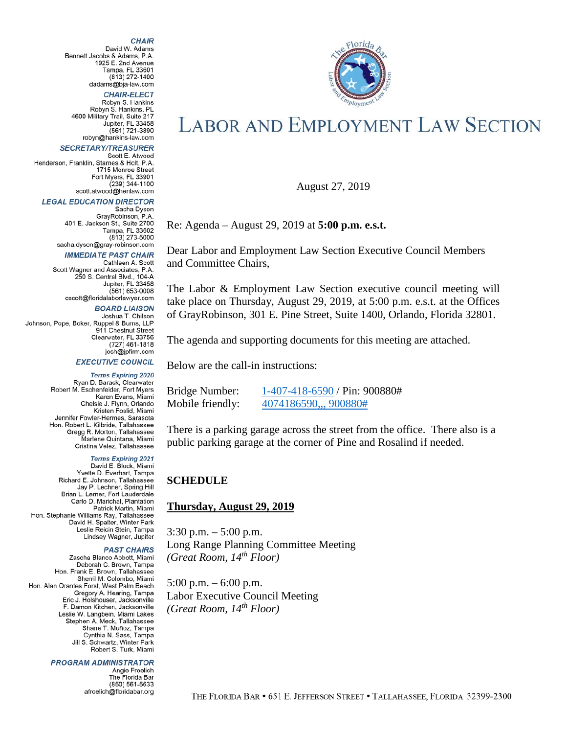# LABOR AND EMPLOYMENT LAW SECTION

**CHAIR**
David W. Adams
Bennett Jacobs & Adams, P.A.
1925 E. 2nd Avenue
Tampa, FL 33601
(813) 272-1400
dadams@bja-law.com

**CHAIR-ELECT**
Robyn S. Hankins
Robyn S. Hankins, PL
4600 Military Trail, Suite 217
Jupiter, FL 33458
(561) 721-3890
robyn@hankins-law.com

**SECRETARY/TREASURER**
Scott E. Atwood
Henderson, Franklin, Starnes & Holt, P.A.
1715 Monroe Street
Fort Myers, FL 33901
(239) 344-1100
scott.atwood@henlaw.com

**LEGAL EDUCATION DIRECTOR**
Sacha Dyson
GrayRobinson, P.A.
401 E. Jackson St., Suite 2700
Tampa, FL 33602
(813) 273-5000
sacha.dyson@gray-robinson.com

**IMMEDIATE PAST CHAIR**
Cathleen A. Scott
Scott Wagner and Associates, P.A.
250 S. Central Blvd., 104-A
Jupiter, FL 33458
(561) 653-0008
cscott@floridalaborlawyer.com

**BOARD LIAISON**
Joshua T. Chilson
Johnson, Pope, Boker, Ruppel & Burns, LLP
911 Chestnut Street
Clearwater, FL 33756
(727) 461-1818
josh@jpfirm.com

**EXECUTIVE COUNCIL**

*Terms Expiring 2020*
Ryan D. Barack, Clearwater
Robert M. Eschenfelder, Fort Myers
Karen Evans, Miami
Chelsie J. Flynn, Orlando
Kristen Foslid, Miami
Jennifer Fowler-Hermes, Sarasota
Hon. Robert L. Kilbride, Tallahassee
Gregg R. Morton, Tallahassee
Marlene Quintana, Miami
Cristina Velez, Tallahassee

*Terms Expiring 2021*
David E. Block, Miami
Yvette D. Everhart, Tampa
Richard E. Johnson, Tallahassee
Jay P. Lechner, Spring Hill
Brian L. Lerner, Fort Lauderdale
Carlo D. Marichal, Plantation
Patrick Martin, Miami
Hon. Stephanie Williams Ray, Tallahassee
David H. Spalter, Winter Park
Leslie Reicin Stein, Tampa
Lindsey Wagner, Jupiter

**PAST CHAIRS**
Zascha Blanco Abbott, Miami
Deborah C. Brown, Tampa
Hon. Frank E. Brown, Tallahassee
Sherril M. Colombo, Miami
Hon. Alan Orantes Forst, West Palm Beach
Gregory A. Hearing, Tampa
Eric J. Holshouser, Jacksonville
F. Damon Kitchen, Jacksonville
Leslie W. Langbein, Miami Lakes
Stephen A. Meck, Tallahassee
Shane T. Muñoz, Tampa
Cynthia N. Sass, Tampa
Jill S. Schwartz, Winter Park
Robert S. Turk, Miami

**PROGRAM ADMINISTRATOR**
Angie Froelich
The Florida Bar
(850) 561-5633
afroelich@floridabar.org

August 27, 2019

Re: Agenda – August 29, 2019 at **5:00 p.m. e.s.t.**

Dear Labor and Employment Law Section Executive Council Members and Committee Chairs,

The Labor & Employment Law Section executive council meeting will take place on Thursday, August 29, 2019, at 5:00 p.m. e.s.t. at the Offices of GrayRobinson, 301 E. Pine Street, Suite 1400, Orlando, Florida 32801.

The agenda and supporting documents for this meeting are attached.

Below are the call-in instructions:

Bridge Number: 1-407-418-6590 / Pin: 900880#
Mobile friendly: 4074186590,,, 900880#

There is a parking garage across the street from the office. There also is a public parking garage at the corner of Pine and Rosalind if needed.

## SCHEDULE

**Thursday, August 29, 2019**

3:30 p.m. – 5:00 p.m.
Long Range Planning Committee Meeting
*(Great Room, 14th Floor)*

5:00 p.m. – 6:00 p.m.
Labor Executive Council Meeting
*(Great Room, 14th Floor)*

THE FLORIDA BAR • 651 E. JEFFERSON STREET • TALLAHASSEE, FLORIDA 32399-2300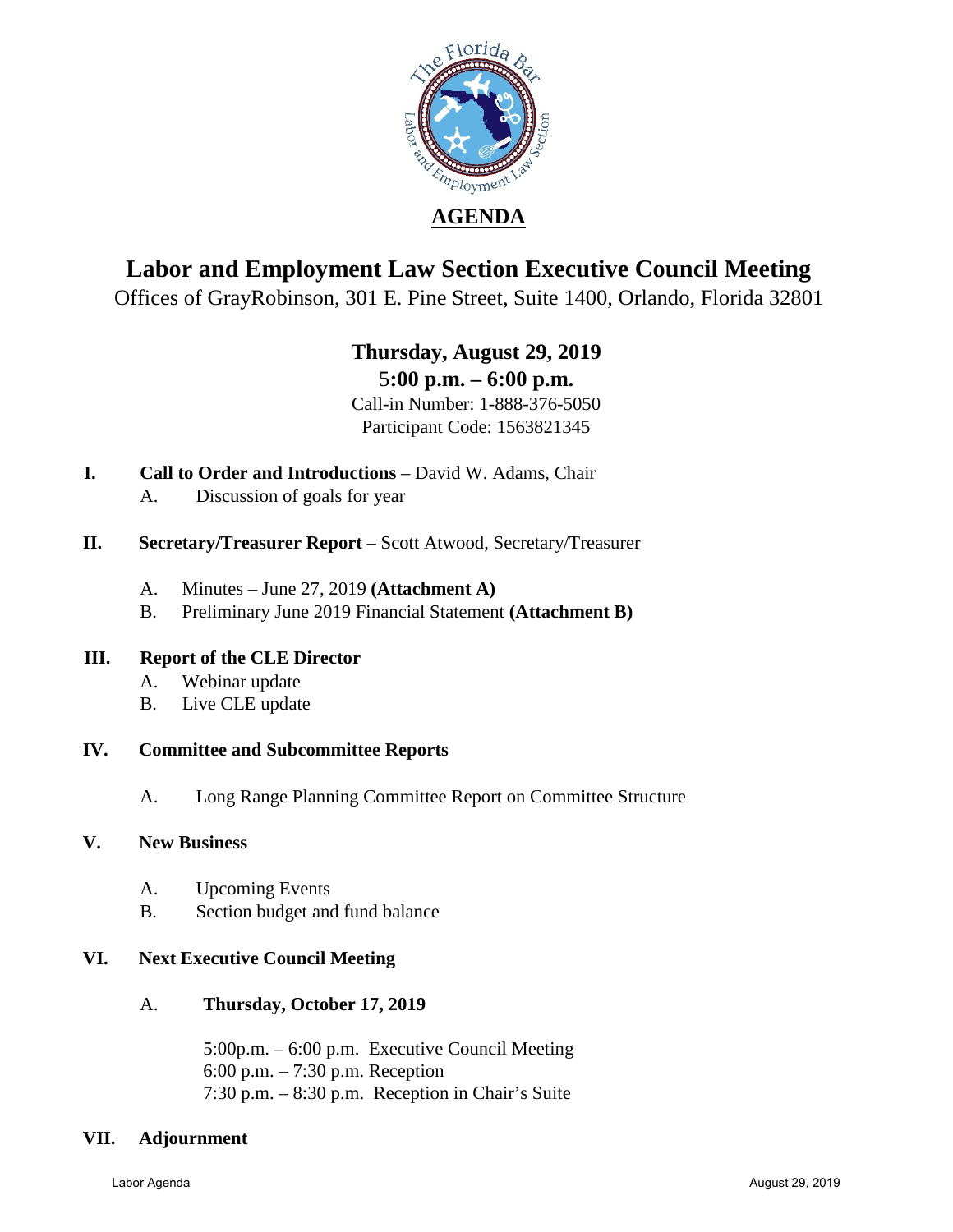# AGENDA

## Labor and Employment Law Section Executive Council Meeting

Offices of GrayRobinson, 301 E. Pine Street, Suite 1400, Orlando, Florida 32801

**Thursday, August 29, 2019**

**5:00 p.m. – 6:00 p.m.**

Call-in Number: 1-888-376-5050

Participant Code: 1563821345

**I. Call to Order and Introductions** – David W. Adams, Chair

- A. Discussion of goals for year

**II. Secretary/Treasurer Report** – Scott Atwood, Secretary/Treasurer

- A. Minutes – June 27, 2019 **(Attachment A)**
- B. Preliminary June 2019 Financial Statement **(Attachment B)**

**III. Report of the CLE Director**

- A. Webinar update
- B. Live CLE update

**IV. Committee and Subcommittee Reports**

- A. Long Range Planning Committee Report on Committee Structure

**V. New Business**

- A. Upcoming Events
- B. Section budget and fund balance

**VI. Next Executive Council Meeting**

- A. **Thursday, October 17, 2019**

  5:00p.m. – 6:00 p.m. Executive Council Meeting
  6:00 p.m. – 7:30 p.m. Reception
  7:30 p.m. – 8:30 p.m. Reception in Chair's Suite

**VII. Adjournment**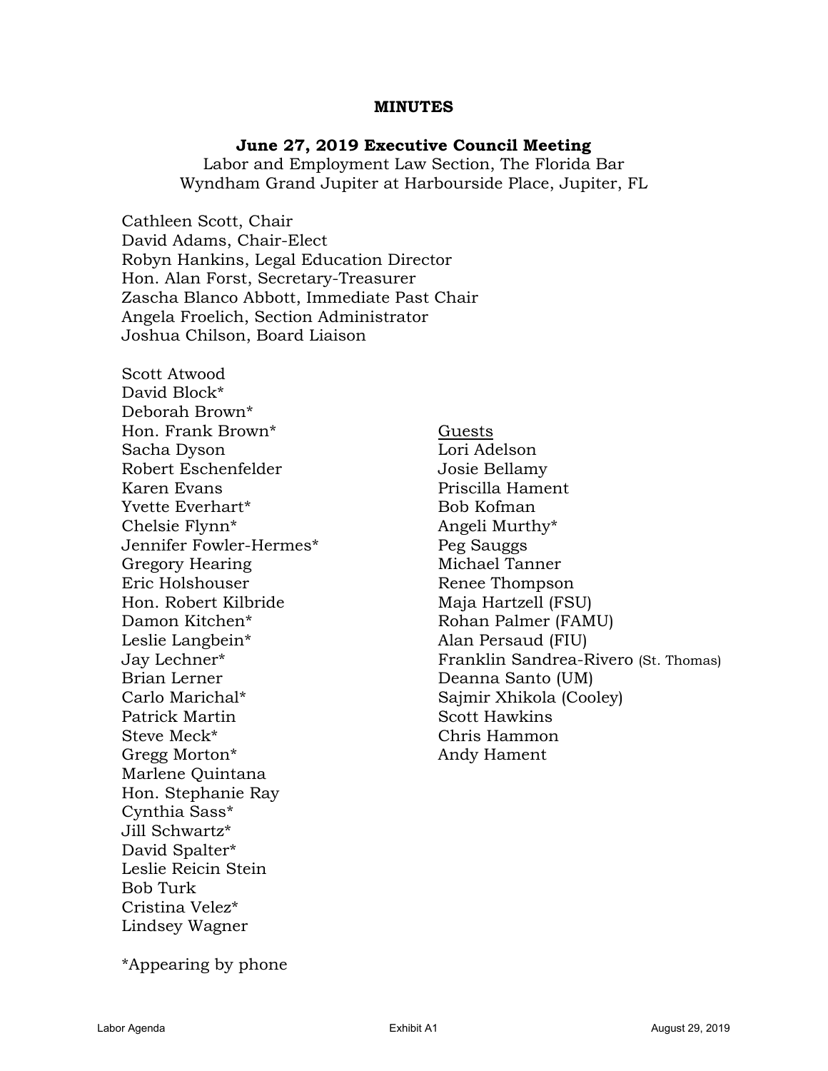**MINUTES**

**June 27, 2019 Executive Council Meeting**

Labor and Employment Law Section, The Florida Bar
Wyndham Grand Jupiter at Harbourside Place, Jupiter, FL

Cathleen Scott, Chair
David Adams, Chair-Elect
Robyn Hankins, Legal Education Director
Hon. Alan Forst, Secretary-Treasurer
Zascha Blanco Abbott, Immediate Past Chair
Angela Froelich, Section Administrator
Joshua Chilson, Board Liaison

Scott Atwood
David Block*
Deborah Brown*
Hon. Frank Brown*
Sacha Dyson
Robert Eschenfelder
Karen Evans
Yvette Everhart*
Chelsie Flynn*
Jennifer Fowler-Hermes*
Gregory Hearing
Eric Holshouser
Hon. Robert Kilbride
Damon Kitchen*
Leslie Langbein*
Jay Lechner*
Brian Lerner
Carlo Marichal*
Patrick Martin
Steve Meck*
Gregg Morton*
Marlene Quintana
Hon. Stephanie Ray
Cynthia Sass*
Jill Schwartz*
David Spalter*
Leslie Reicin Stein
Bob Turk
Cristina Velez*
Lindsey Wagner

Guests

Lori Adelson
Josie Bellamy
Priscilla Hament
Bob Kofman
Angeli Murthy*
Peg Sauggs
Michael Tanner
Renee Thompson
Maja Hartzell (FSU)
Rohan Palmer (FAMU)
Alan Persaud (FIU)
Franklin Sandrea-Rivero (St. Thomas)
Deanna Santo (UM)
Sajmir Xhikola (Cooley)
Scott Hawkins
Chris Hammon
Andy Hament

*Appearing by phone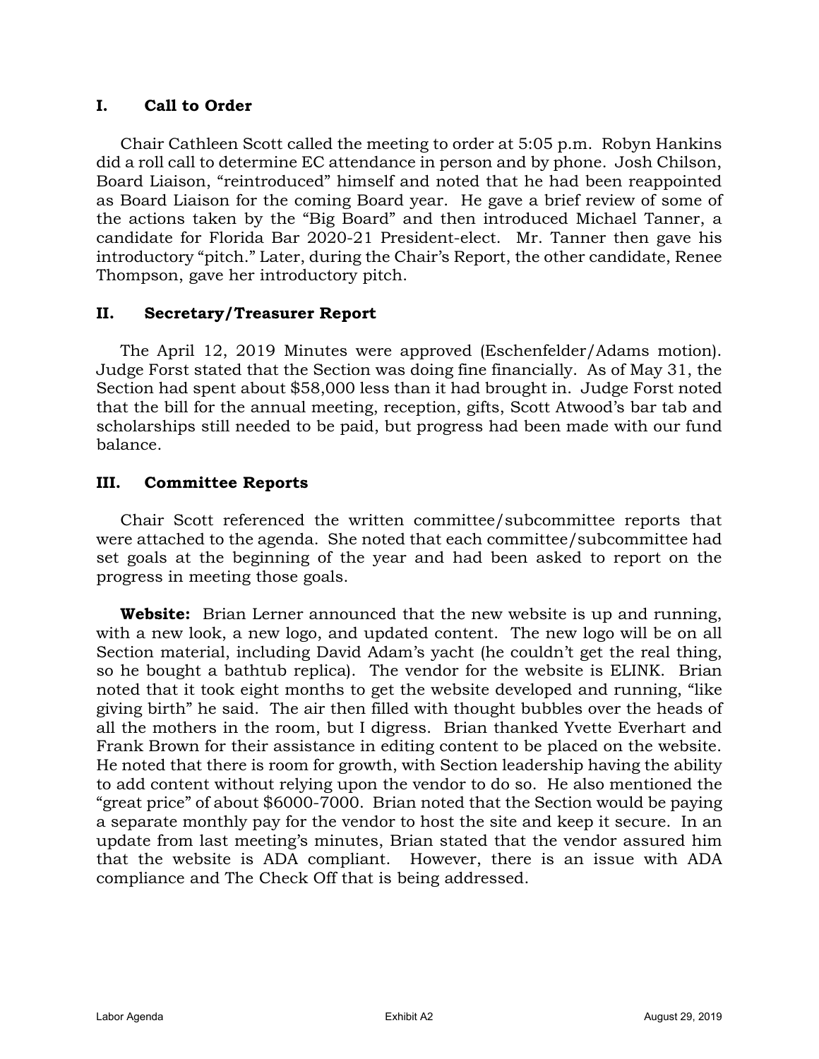## I. Call to Order

Chair Cathleen Scott called the meeting to order at 5:05 p.m. Robyn Hankins did a roll call to determine EC attendance in person and by phone. Josh Chilson, Board Liaison, "reintroduced" himself and noted that he had been reappointed as Board Liaison for the coming Board year. He gave a brief review of some of the actions taken by the "Big Board" and then introduced Michael Tanner, a candidate for Florida Bar 2020-21 President-elect. Mr. Tanner then gave his introductory "pitch." Later, during the Chair's Report, the other candidate, Renee Thompson, gave her introductory pitch.

## II. Secretary/Treasurer Report

The April 12, 2019 Minutes were approved (Eschenfelder/Adams motion). Judge Forst stated that the Section was doing fine financially. As of May 31, the Section had spent about $58,000 less than it had brought in. Judge Forst noted that the bill for the annual meeting, reception, gifts, Scott Atwood's bar tab and scholarships still needed to be paid, but progress had been made with our fund balance.

## III. Committee Reports

Chair Scott referenced the written committee/subcommittee reports that were attached to the agenda. She noted that each committee/subcommittee had set goals at the beginning of the year and had been asked to report on the progress in meeting those goals.

**Website:** Brian Lerner announced that the new website is up and running, with a new look, a new logo, and updated content. The new logo will be on all Section material, including David Adam's yacht (he couldn't get the real thing, so he bought a bathtub replica). The vendor for the website is ELINK. Brian noted that it took eight months to get the website developed and running, "like giving birth" he said. The air then filled with thought bubbles over the heads of all the mothers in the room, but I digress. Brian thanked Yvette Everhart and Frank Brown for their assistance in editing content to be placed on the website. He noted that there is room for growth, with Section leadership having the ability to add content without relying upon the vendor to do so. He also mentioned the "great price" of about $6000-7000. Brian noted that the Section would be paying a separate monthly pay for the vendor to host the site and keep it secure. In an update from last meeting's minutes, Brian stated that the vendor assured him that the website is ADA compliant. However, there is an issue with ADA compliance and The Check Off that is being addressed.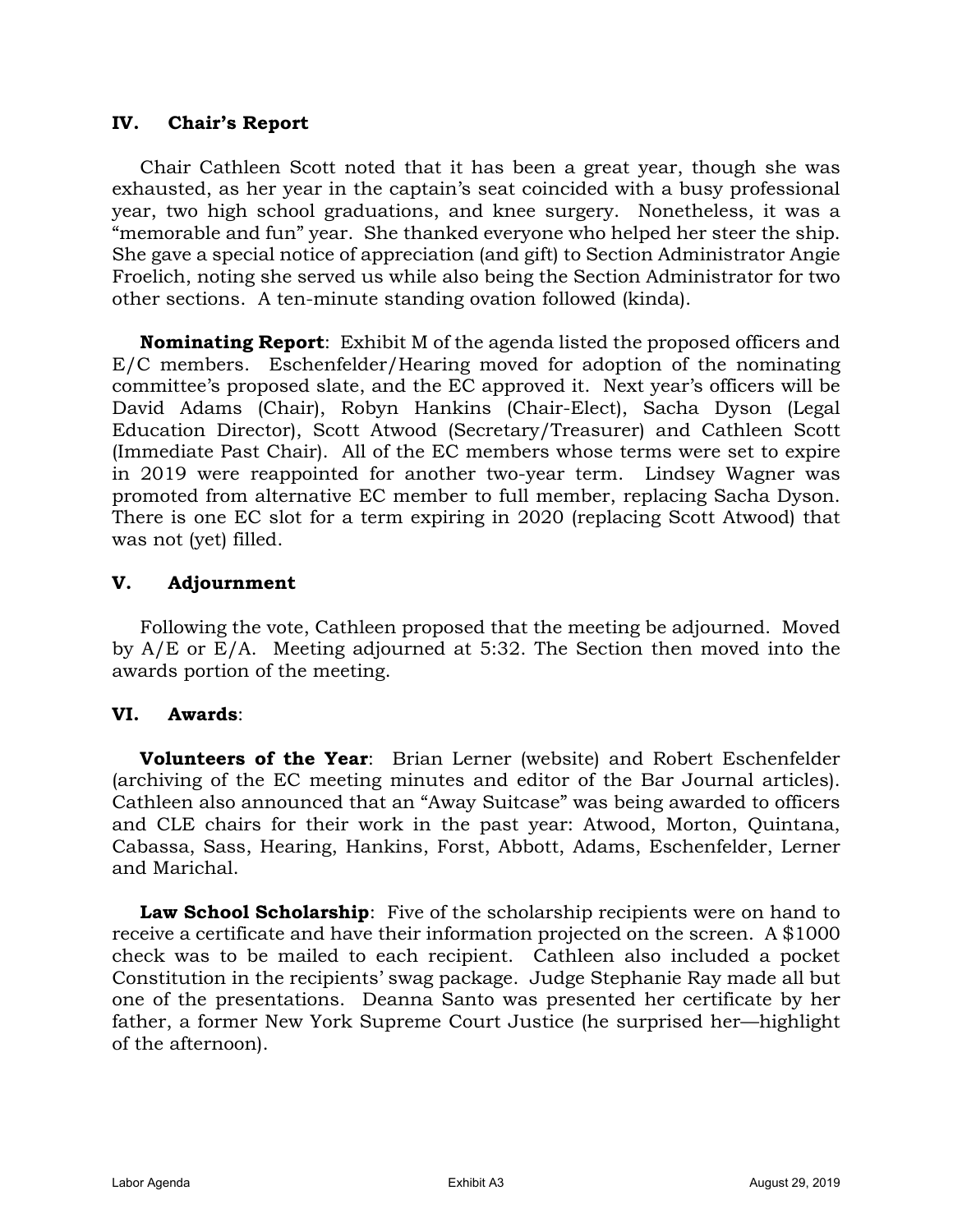## IV. Chair's Report

Chair Cathleen Scott noted that it has been a great year, though she was exhausted, as her year in the captain's seat coincided with a busy professional year, two high school graduations, and knee surgery. Nonetheless, it was a "memorable and fun" year. She thanked everyone who helped her steer the ship. She gave a special notice of appreciation (and gift) to Section Administrator Angie Froelich, noting she served us while also being the Section Administrator for two other sections. A ten-minute standing ovation followed (kinda).

**Nominating Report**: Exhibit M of the agenda listed the proposed officers and E/C members. Eschenfelder/Hearing moved for adoption of the nominating committee's proposed slate, and the EC approved it. Next year's officers will be David Adams (Chair), Robyn Hankins (Chair-Elect), Sacha Dyson (Legal Education Director), Scott Atwood (Secretary/Treasurer) and Cathleen Scott (Immediate Past Chair). All of the EC members whose terms were set to expire in 2019 were reappointed for another two-year term. Lindsey Wagner was promoted from alternative EC member to full member, replacing Sacha Dyson. There is one EC slot for a term expiring in 2020 (replacing Scott Atwood) that was not (yet) filled.

## V. Adjournment

Following the vote, Cathleen proposed that the meeting be adjourned. Moved by A/E or E/A. Meeting adjourned at 5:32. The Section then moved into the awards portion of the meeting.

## VI. Awards:

**Volunteers of the Year**: Brian Lerner (website) and Robert Eschenfelder (archiving of the EC meeting minutes and editor of the Bar Journal articles). Cathleen also announced that an "Away Suitcase" was being awarded to officers and CLE chairs for their work in the past year: Atwood, Morton, Quintana, Cabassa, Sass, Hearing, Hankins, Forst, Abbott, Adams, Eschenfelder, Lerner and Marichal.

**Law School Scholarship**: Five of the scholarship recipients were on hand to receive a certificate and have their information projected on the screen. A $1000 check was to be mailed to each recipient. Cathleen also included a pocket Constitution in the recipients' swag package. Judge Stephanie Ray made all but one of the presentations. Deanna Santo was presented her certificate by her father, a former New York Supreme Court Justice (he surprised her—highlight of the afternoon).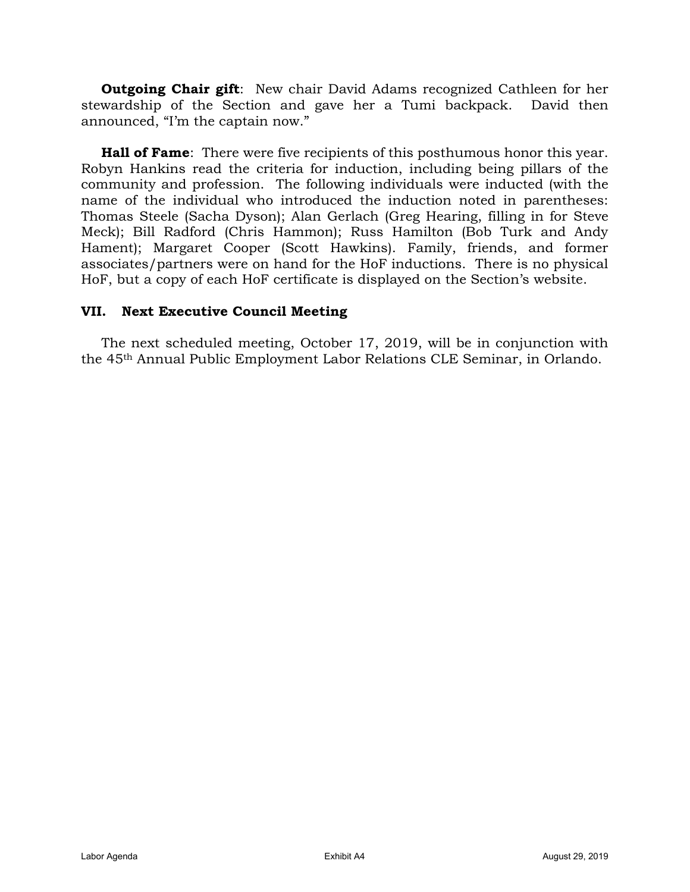**Outgoing Chair gift**: New chair David Adams recognized Cathleen for her stewardship of the Section and gave her a Tumi backpack. David then announced, “I’m the captain now.”

**Hall of Fame**: There were five recipients of this posthumous honor this year. Robyn Hankins read the criteria for induction, including being pillars of the community and profession. The following individuals were inducted (with the name of the individual who introduced the induction noted in parentheses: Thomas Steele (Sacha Dyson); Alan Gerlach (Greg Hearing, filling in for Steve Meck); Bill Radford (Chris Hammon); Russ Hamilton (Bob Turk and Andy Hament); Margaret Cooper (Scott Hawkins). Family, friends, and former associates/partners were on hand for the HoF inductions. There is no physical HoF, but a copy of each HoF certificate is displayed on the Section’s website.

## VII. Next Executive Council Meeting

The next scheduled meeting, October 17, 2019, will be in conjunction with the 45th Annual Public Employment Labor Relations CLE Seminar, in Orlando.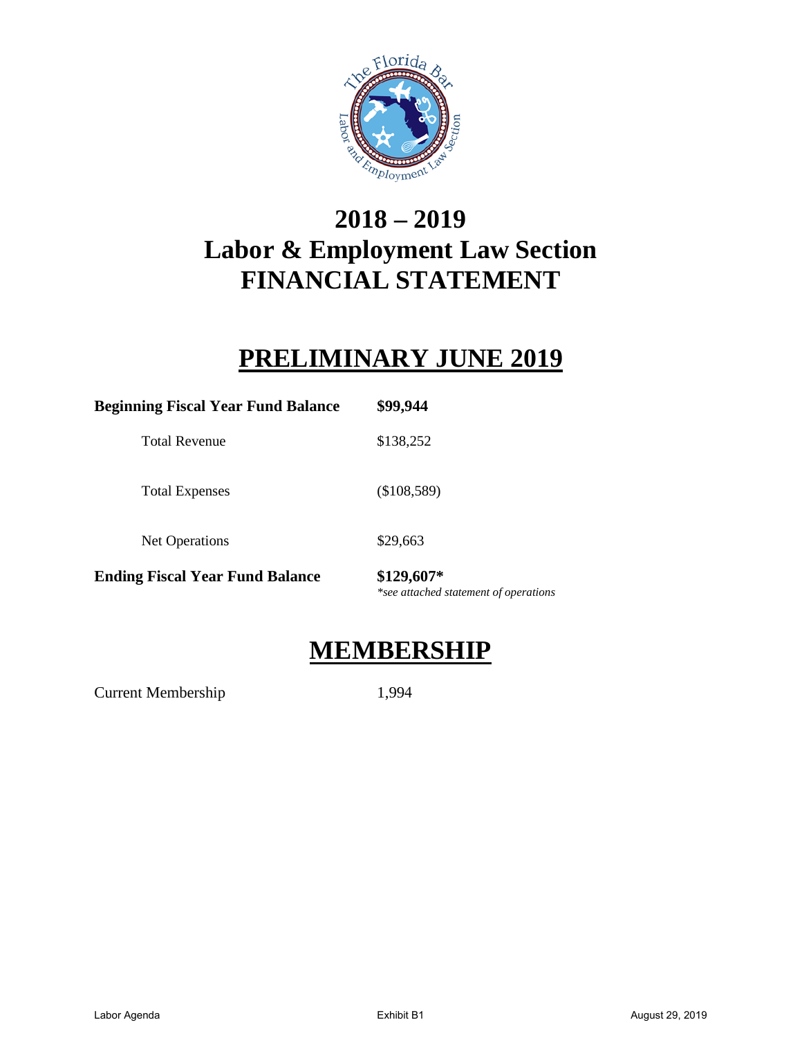# 2018 – 2019
# Labor & Employment Law Section
# FINANCIAL STATEMENT

## PRELIMINARY JUNE 2019

| | |
|---|---|
| **Beginning Fiscal Year Fund Balance** | **$99,944** |
| Total Revenue | $138,252 |
| Total Expenses | ($108,589) |
| Net Operations | $29,663 |
| **Ending Fiscal Year Fund Balance** | **$129,607*** |

*\*see attached statement of operations*

## MEMBERSHIP

| | |
|---|---|
| Current Membership | 1,994 |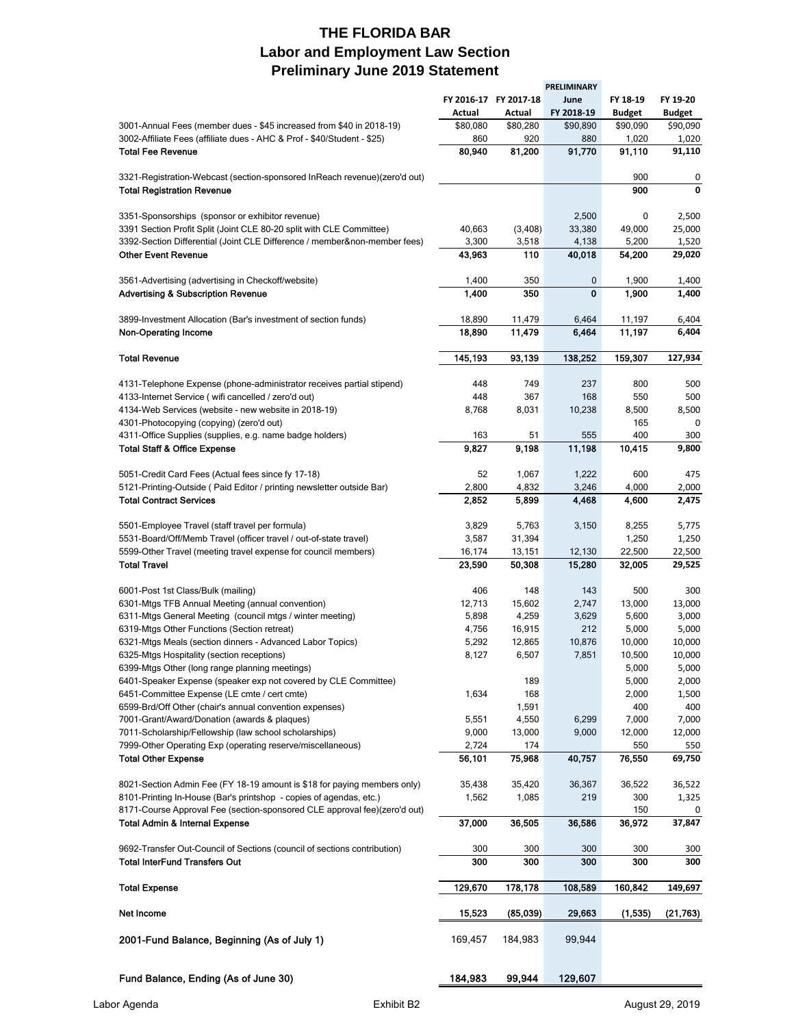# THE FLORIDA BAR
## Labor and Employment Law Section
## Preliminary June 2019 Statement

| | FY 2016-17 Actual | FY 2017-18 Actual | PRELIMINARY June FY 2018-19 | FY 18-19 Budget | FY 19-20 Budget |
|---|---|---|---|---|---|
| 3001-Annual Fees (member dues - $45 increased from $40 in 2018-19) | $80,080 | $80,280 | $90,890 | $90,090 | $90,090 |
| 3002-Affiliate Fees (affiliate dues - AHC & Prof - $40/Student - $25) | 860 | 920 | 880 | 1,020 | 1,020 |
| **Total Fee Revenue** | **80,940** | **81,200** | **91,770** | **91,110** | **91,110** |
| | | | | | |
| 3321-Registration-Webcast (section-sponsored InReach revenue)(zero'd out) | | | | 900 | 0 |
| **Total Registration Revenue** | | | | **900** | **0** |
| | | | | | |
| 3351-Sponsorships (sponsor or exhibitor revenue) | | | 2,500 | 0 | 2,500 |
| 3391 Section Profit Split (Joint CLE 80-20 split with CLE Committee) | 40,663 | (3,408) | 33,380 | 49,000 | 25,000 |
| 3392-Section Differential (Joint CLE Difference / member&non-member fees) | 3,300 | 3,518 | 4,138 | 5,200 | 1,520 |
| **Other Event Revenue** | **43,963** | **110** | **40,018** | **54,200** | **29,020** |
| | | | | | |
| 3561-Advertising (advertising in Checkoff/website) | 1,400 | 350 | 0 | 1,900 | 1,400 |
| **Advertising & Subscription Revenue** | **1,400** | **350** | **0** | **1,900** | **1,400** |
| | | | | | |
| 3899-Investment Allocation (Bar's investment of section funds) | 18,890 | 11,479 | 6,464 | 11,197 | 6,404 |
| **Non-Operating Income** | **18,890** | **11,479** | **6,464** | **11,197** | **6,404** |
| | | | | | |
| **Total Revenue** | **145,193** | **93,139** | **138,252** | **159,307** | **127,934** |
| | | | | | |
| 4131-Telephone Expense (phone-administrator receives partial stipend) | 448 | 749 | 237 | 800 | 500 |
| 4133-Internet Service ( wifi cancelled / zero'd out) | 448 | 367 | 168 | 550 | 500 |
| 4134-Web Services (website - new website in 2018-19) | 8,768 | 8,031 | 10,238 | 8,500 | 8,500 |
| 4301-Photocopying (copying) (zero'd out) | | | | 165 | 0 |
| 4311-Office Supplies (supplies, e.g. name badge holders) | 163 | 51 | 555 | 400 | 300 |
| **Total Staff & Office Expense** | **9,827** | **9,198** | **11,198** | **10,415** | **9,800** |
| | | | | | |
| 5051-Credit Card Fees (Actual fees since fy 17-18) | 52 | 1,067 | 1,222 | 600 | 475 |
| 5121-Printing-Outside ( Paid Editor / printing newsletter outside Bar) | 2,800 | 4,832 | 3,246 | 4,000 | 2,000 |
| **Total Contract Services** | **2,852** | **5,899** | **4,468** | **4,600** | **2,475** |
| | | | | | |
| 5501-Employee Travel (staff travel per formula) | 3,829 | 5,763 | 3,150 | 8,255 | 5,775 |
| 5531-Board/Off/Memb Travel (officer travel / out-of-state travel) | 3,587 | 31,394 | | 1,250 | 1,250 |
| 5599-Other Travel (meeting travel expense for council members) | 16,174 | 13,151 | 12,130 | 22,500 | 22,500 |
| **Total Travel** | **23,590** | **50,308** | **15,280** | **32,005** | **29,525** |
| | | | | | |
| 6001-Post 1st Class/Bulk (mailing) | 406 | 148 | 143 | 500 | 300 |
| 6301-Mtgs TFB Annual Meeting (annual convention) | 12,713 | 15,602 | 2,747 | 13,000 | 13,000 |
| 6311-Mtgs General Meeting (council mtgs / winter meeting) | 5,898 | 4,259 | 3,629 | 5,600 | 3,000 |
| 6319-Mtgs Other Functions (Section retreat) | 4,756 | 16,915 | 212 | 5,000 | 5,000 |
| 6321-Mtgs Meals (section dinners - Advanced Labor Topics) | 5,292 | 12,865 | 10,876 | 10,000 | 10,000 |
| 6325-Mtgs Hospitality (section receptions) | 8,127 | 6,507 | 7,851 | 10,500 | 10,000 |
| 6399-Mtgs Other (long range planning meetings) | | | | 5,000 | 5,000 |
| 6401-Speaker Expense (speaker exp not covered by CLE Committee) | | 189 | | 5,000 | 2,000 |
| 6451-Committee Expense (LE cmte / cert cmte) | 1,634 | 168 | | 2,000 | 1,500 |
| 6599-Brd/Off Other (chair's annual convention expenses) | | 1,591 | | 400 | 400 |
| 7001-Grant/Award/Donation (awards & plaques) | 5,551 | 4,550 | 6,299 | 7,000 | 7,000 |
| 7011-Scholarship/Fellowship (law school scholarships) | 9,000 | 13,000 | 9,000 | 12,000 | 12,000 |
| 7999-Other Operating Exp (operating reserve/miscellaneous) | 2,724 | 174 | | 550 | 550 |
| **Total Other Expense** | **56,101** | **75,968** | **40,757** | **76,550** | **69,750** |
| | | | | | |
| 8021-Section Admin Fee (FY 18-19 amount is $18 for paying members only) | 35,438 | 35,420 | 36,367 | 36,522 | 36,522 |
| 8101-Printing In-House (Bar's printshop - copies of agendas, etc.) | 1,562 | 1,085 | 219 | 300 | 1,325 |
| 8171-Course Approval Fee (section-sponsored CLE approval fee)(zero'd out) | | | | 150 | 0 |
| **Total Admin & Internal Expense** | **37,000** | **36,505** | **36,586** | **36,972** | **37,847** |
| | | | | | |
| 9692-Transfer Out-Council of Sections (council of sections contribution) | 300 | 300 | 300 | 300 | 300 |
| **Total InterFund Transfers Out** | **300** | **300** | **300** | **300** | **300** |
| | | | | | |
| **Total Expense** | **129,670** | **178,178** | **108,589** | **160,842** | **149,697** |
| | | | | | |
| **Net Income** | **15,523** | **(85,039)** | **29,663** | **(1,535)** | **(21,763)** |
| | | | | | |
| **2001-Fund Balance, Beginning (As of July 1)** | 169,457 | 184,983 | 99,944 | | |
| | | | | | |
| **Fund Balance, Ending (As of June 30)** | **184,983** | **99,944** | **129,607** | | |

Labor Agenda Exhibit B2 August 29, 2019